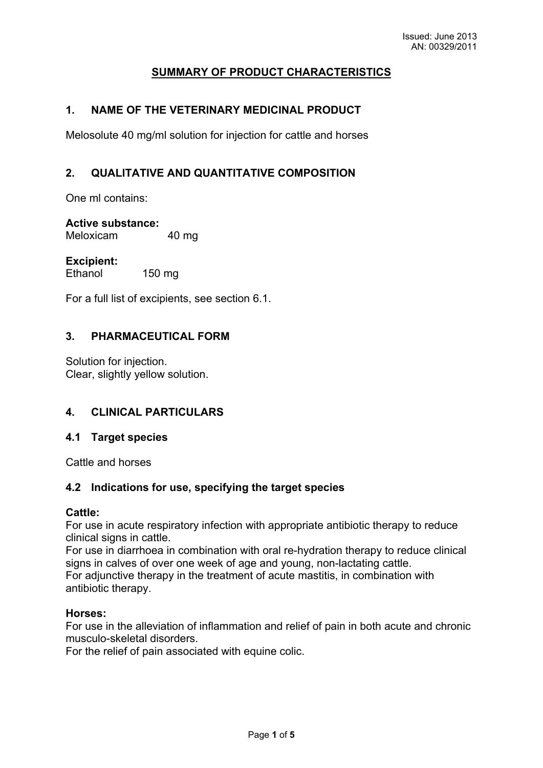Issued: June 2013
AN: 00329/2011

# SUMMARY OF PRODUCT CHARACTERISTICS

## 1. NAME OF THE VETERINARY MEDICINAL PRODUCT

Melosolute 40 mg/ml solution for injection for cattle and horses

## 2. QUALITATIVE AND QUANTITATIVE COMPOSITION

One ml contains:

**Active substance:**
Meloxicam 40 mg

**Excipient:**
Ethanol 150 mg

For a full list of excipients, see section 6.1.

## 3. PHARMACEUTICAL FORM

Solution for injection.
Clear, slightly yellow solution.

## 4. CLINICAL PARTICULARS

### 4.1 Target species

Cattle and horses

### 4.2 Indications for use, specifying the target species

**Cattle:**
For use in acute respiratory infection with appropriate antibiotic therapy to reduce clinical signs in cattle.
For use in diarrhoea in combination with oral re-hydration therapy to reduce clinical signs in calves of over one week of age and young, non-lactating cattle.
For adjunctive therapy in the treatment of acute mastitis, in combination with antibiotic therapy.

**Horses:**
For use in the alleviation of inflammation and relief of pain in both acute and chronic musculo-skeletal disorders.
For the relief of pain associated with equine colic.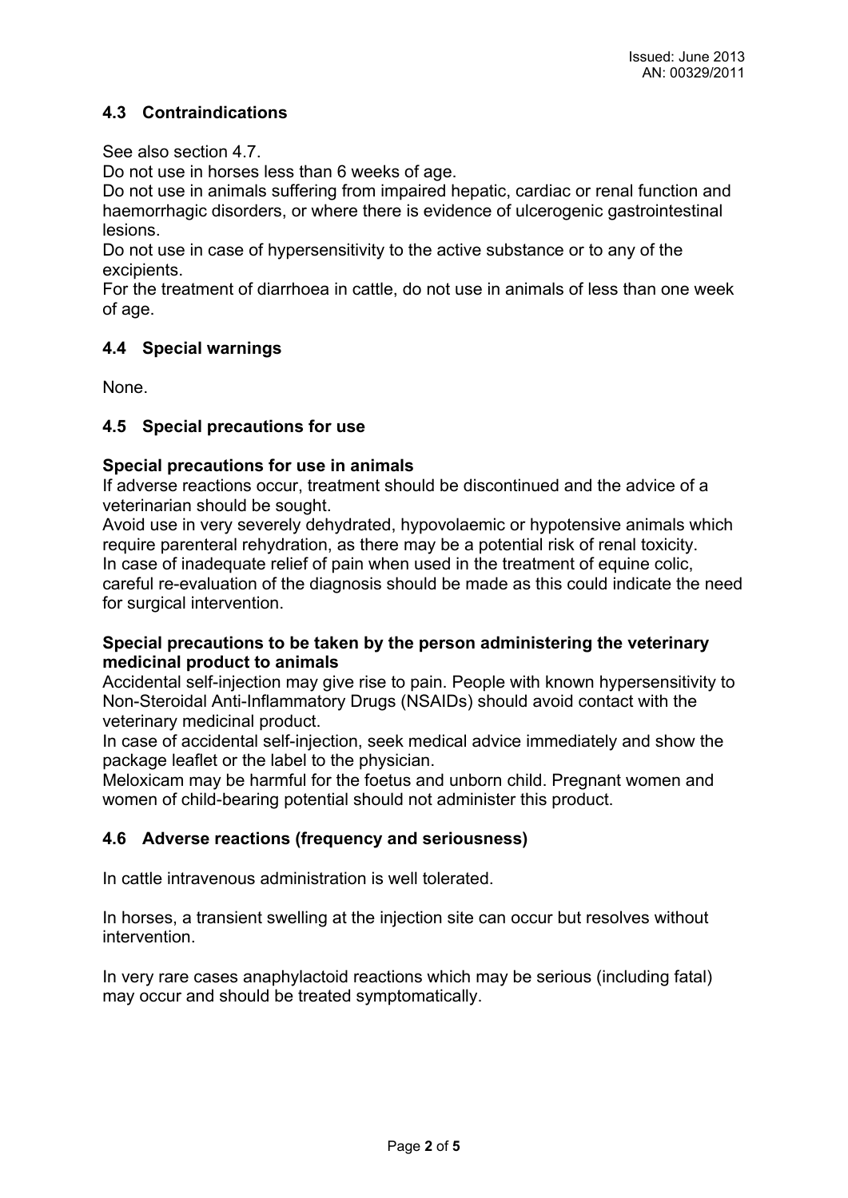## 4.3 Contraindications

See also section 4.7.

Do not use in horses less than 6 weeks of age.

Do not use in animals suffering from impaired hepatic, cardiac or renal function and haemorrhagic disorders, or where there is evidence of ulcerogenic gastrointestinal lesions.

Do not use in case of hypersensitivity to the active substance or to any of the excipients.

For the treatment of diarrhoea in cattle, do not use in animals of less than one week of age.

## 4.4 Special warnings

None.

## 4.5 Special precautions for use

**Special precautions for use in animals**

If adverse reactions occur, treatment should be discontinued and the advice of a veterinarian should be sought.

Avoid use in very severely dehydrated, hypovolaemic or hypotensive animals which require parenteral rehydration, as there may be a potential risk of renal toxicity.

In case of inadequate relief of pain when used in the treatment of equine colic, careful re-evaluation of the diagnosis should be made as this could indicate the need for surgical intervention.

**Special precautions to be taken by the person administering the veterinary medicinal product to animals**

Accidental self-injection may give rise to pain. People with known hypersensitivity to Non-Steroidal Anti-Inflammatory Drugs (NSAIDs) should avoid contact with the veterinary medicinal product.

In case of accidental self-injection, seek medical advice immediately and show the package leaflet or the label to the physician.

Meloxicam may be harmful for the foetus and unborn child. Pregnant women and women of child-bearing potential should not administer this product.

## 4.6 Adverse reactions (frequency and seriousness)

In cattle intravenous administration is well tolerated.

In horses, a transient swelling at the injection site can occur but resolves without intervention.

In very rare cases anaphylactoid reactions which may be serious (including fatal) may occur and should be treated symptomatically.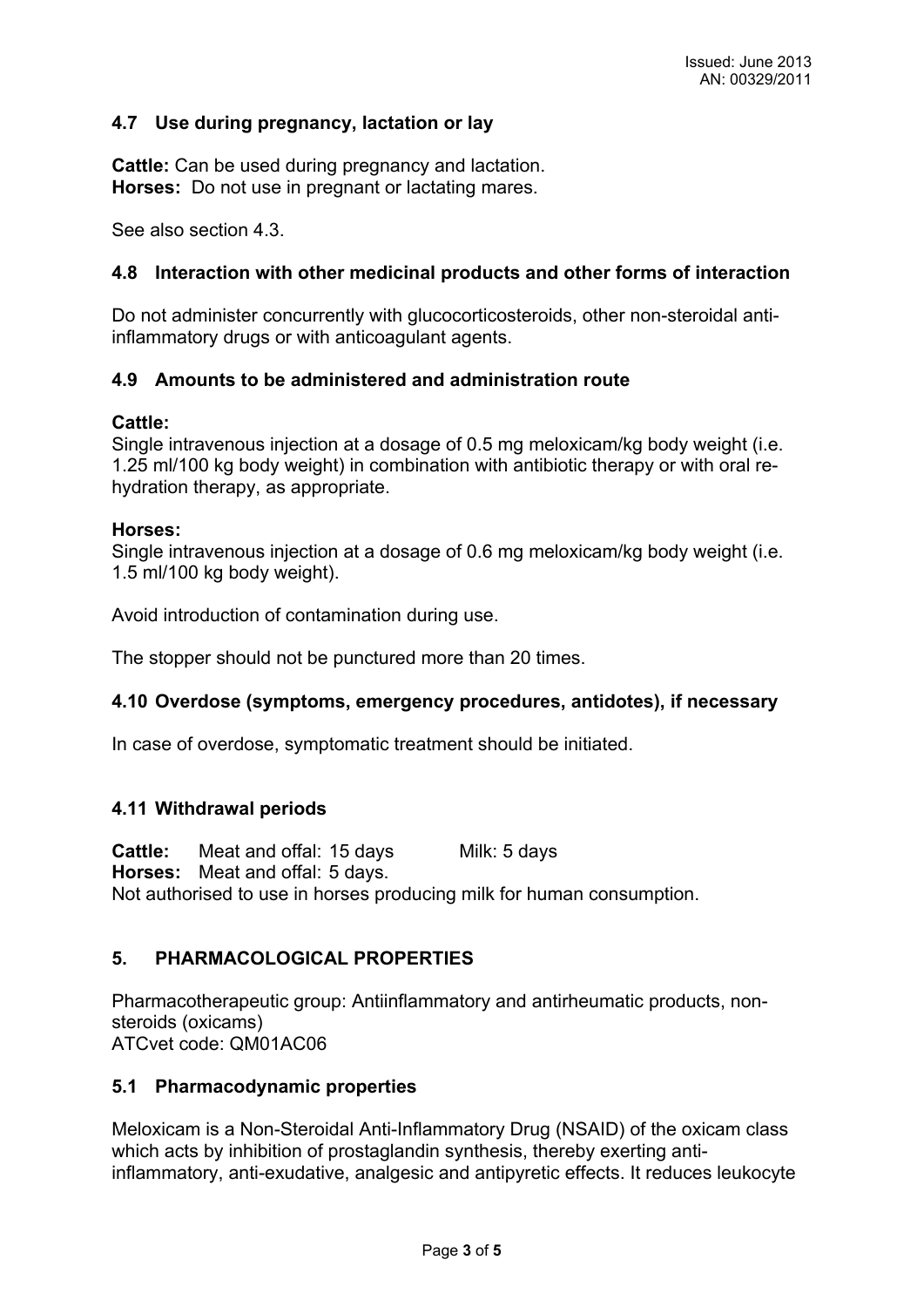### 4.7 Use during pregnancy, lactation or lay

**Cattle:** Can be used during pregnancy and lactation.
**Horses:** Do not use in pregnant or lactating mares.

See also section 4.3.

### 4.8 Interaction with other medicinal products and other forms of interaction

Do not administer concurrently with glucocorticosteroids, other non-steroidal anti-inflammatory drugs or with anticoagulant agents.

### 4.9 Amounts to be administered and administration route

**Cattle:**
Single intravenous injection at a dosage of 0.5 mg meloxicam/kg body weight (i.e. 1.25 ml/100 kg body weight) in combination with antibiotic therapy or with oral re-hydration therapy, as appropriate.

**Horses:**
Single intravenous injection at a dosage of 0.6 mg meloxicam/kg body weight (i.e. 1.5 ml/100 kg body weight).

Avoid introduction of contamination during use.

The stopper should not be punctured more than 20 times.

### 4.10 Overdose (symptoms, emergency procedures, antidotes), if necessary

In case of overdose, symptomatic treatment should be initiated.

### 4.11 Withdrawal periods

**Cattle:** Meat and offal: 15 days Milk: 5 days
**Horses:** Meat and offal: 5 days.
Not authorised to use in horses producing milk for human consumption.

## 5. PHARMACOLOGICAL PROPERTIES

Pharmacotherapeutic group: Antiinflammatory and antirheumatic products, non-steroids (oxicams)
ATCvet code: QM01AC06

### 5.1 Pharmacodynamic properties

Meloxicam is a Non-Steroidal Anti-Inflammatory Drug (NSAID) of the oxicam class which acts by inhibition of prostaglandin synthesis, thereby exerting anti-inflammatory, anti-exudative, analgesic and antipyretic effects. It reduces leukocyte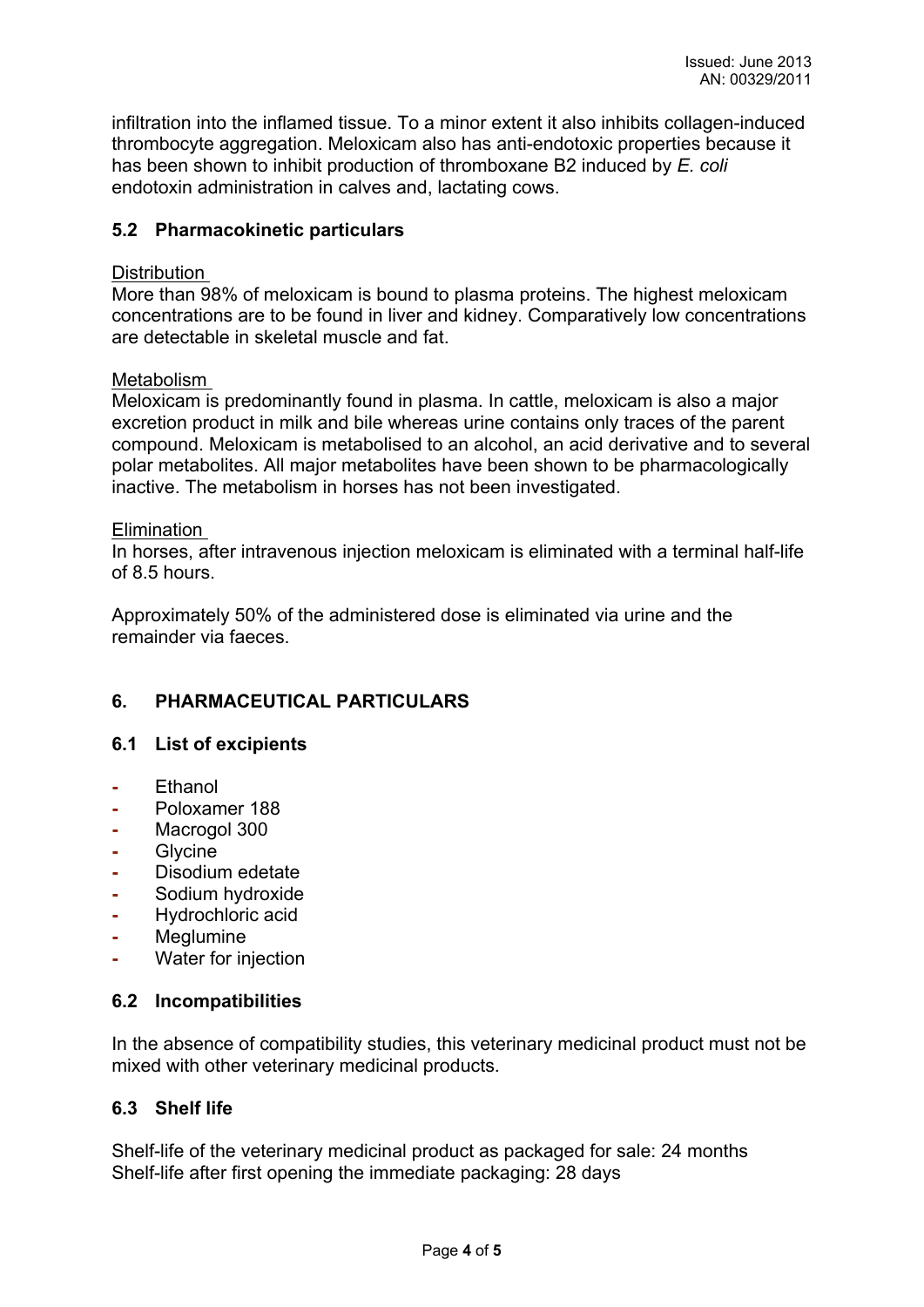infiltration into the inflamed tissue. To a minor extent it also inhibits collagen-induced thrombocyte aggregation. Meloxicam also has anti-endotoxic properties because it has been shown to inhibit production of thromboxane B2 induced by *E. coli* endotoxin administration in calves and, lactating cows.

### 5.2 Pharmacokinetic particulars

Distribution

More than 98% of meloxicam is bound to plasma proteins. The highest meloxicam concentrations are to be found in liver and kidney. Comparatively low concentrations are detectable in skeletal muscle and fat.

Metabolism

Meloxicam is predominantly found in plasma. In cattle, meloxicam is also a major excretion product in milk and bile whereas urine contains only traces of the parent compound. Meloxicam is metabolised to an alcohol, an acid derivative and to several polar metabolites. All major metabolites have been shown to be pharmacologically inactive. The metabolism in horses has not been investigated.

Elimination

In horses, after intravenous injection meloxicam is eliminated with a terminal half-life of 8.5 hours.

Approximately 50% of the administered dose is eliminated via urine and the remainder via faeces.

## 6. PHARMACEUTICAL PARTICULARS

### 6.1 List of excipients

- Ethanol
- Poloxamer 188
- Macrogol 300
- Glycine
- Disodium edetate
- Sodium hydroxide
- Hydrochloric acid
- Meglumine
- Water for injection

### 6.2 Incompatibilities

In the absence of compatibility studies, this veterinary medicinal product must not be mixed with other veterinary medicinal products.

### 6.3 Shelf life

Shelf-life of the veterinary medicinal product as packaged for sale: 24 months
Shelf-life after first opening the immediate packaging: 28 days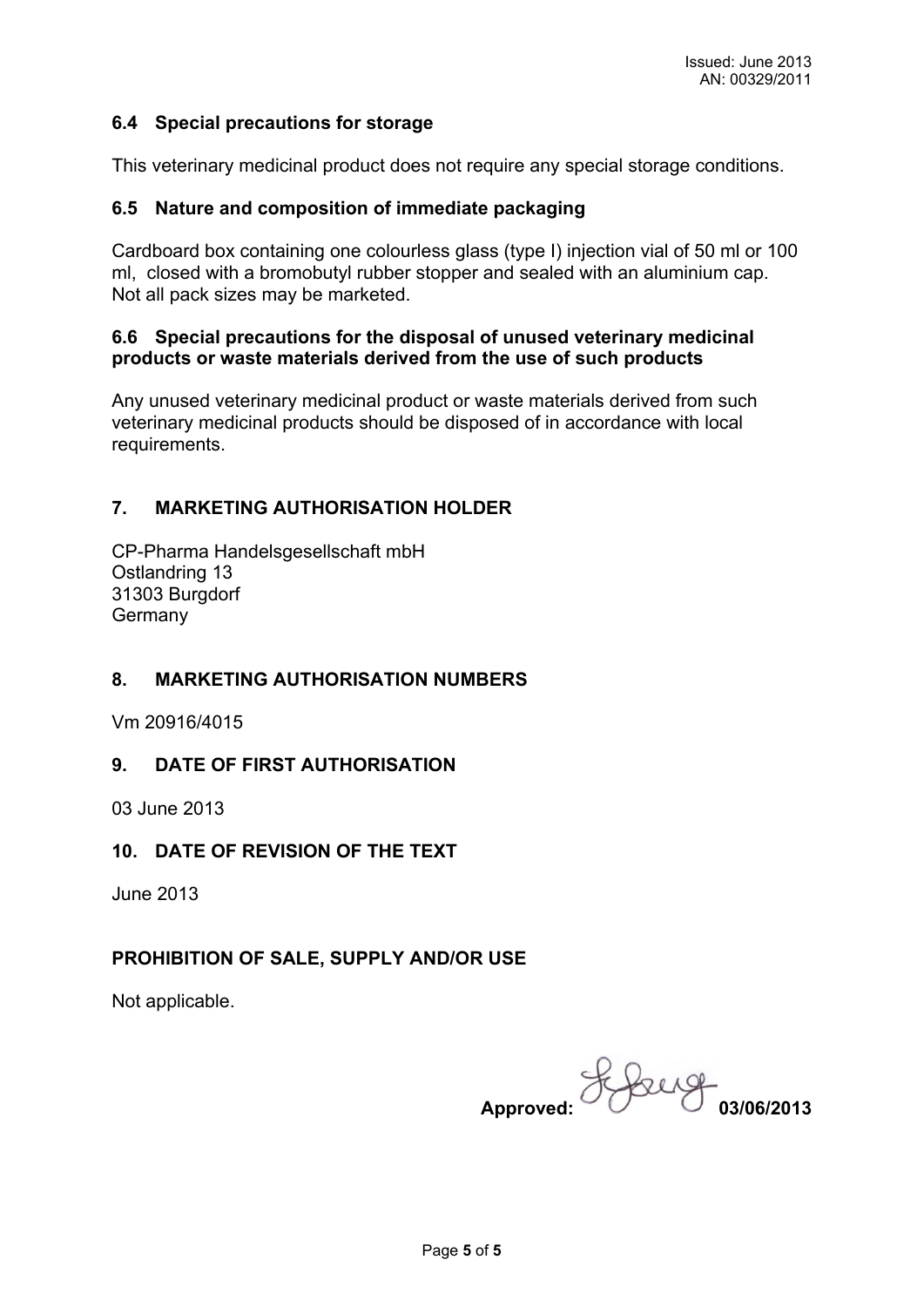Issued: June 2013
AN: 00329/2011

### 6.4 Special precautions for storage

This veterinary medicinal product does not require any special storage conditions.

### 6.5 Nature and composition of immediate packaging

Cardboard box containing one colourless glass (type I) injection vial of 50 ml or 100 ml, closed with a bromobutyl rubber stopper and sealed with an aluminium cap.
Not all pack sizes may be marketed.

### 6.6 Special precautions for the disposal of unused veterinary medicinal products or waste materials derived from the use of such products

Any unused veterinary medicinal product or waste materials derived from such veterinary medicinal products should be disposed of in accordance with local requirements.

## 7. MARKETING AUTHORISATION HOLDER

CP-Pharma Handelsgesellschaft mbH
Ostlandring 13
31303 Burgdorf
Germany

## 8. MARKETING AUTHORISATION NUMBERS

Vm 20916/4015

## 9. DATE OF FIRST AUTHORISATION

03 June 2013

## 10. DATE OF REVISION OF THE TEXT

June 2013

## PROHIBITION OF SALE, SUPPLY AND/OR USE

Not applicable.

**Approved:** **03/06/2013**